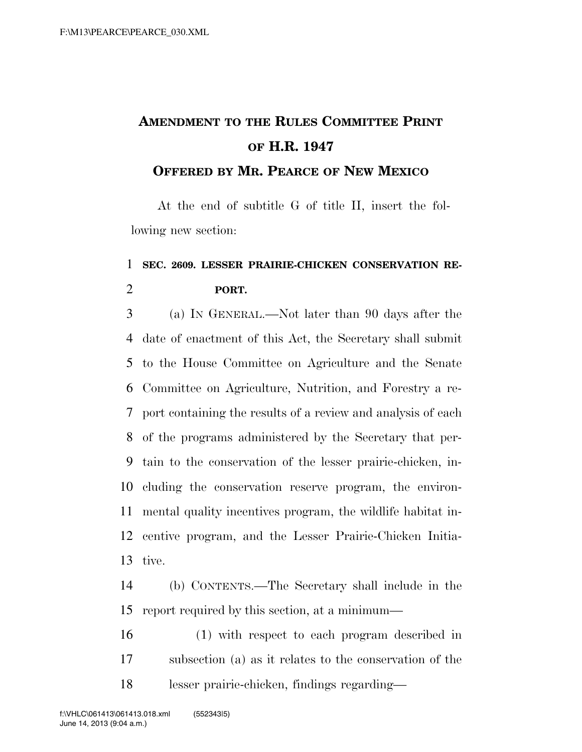# AMENDMENT TO THE RULES COMMITTEE PRINT OF H.R. 1947

## OFFERED BY MR. PEARCE OF NEW MEXICO

At the end of subtitle G of title II, insert the following new section:

**SEC. 2609. LESSER PRAIRIE-CHICKEN CONSERVATION REPORT.**

(a) IN GENERAL.—Not later than 90 days after the date of enactment of this Act, the Secretary shall submit to the House Committee on Agriculture and the Senate Committee on Agriculture, Nutrition, and Forestry a report containing the results of a review and analysis of each of the programs administered by the Secretary that pertain to the conservation of the lesser prairie-chicken, including the conservation reserve program, the environmental quality incentives program, the wildlife habitat incentive program, and the Lesser Prairie-Chicken Initiative.

(b) CONTENTS.—The Secretary shall include in the report required by this section, at a minimum—

(1) with respect to each program described in subsection (a) as it relates to the conservation of the lesser prairie-chicken, findings regarding—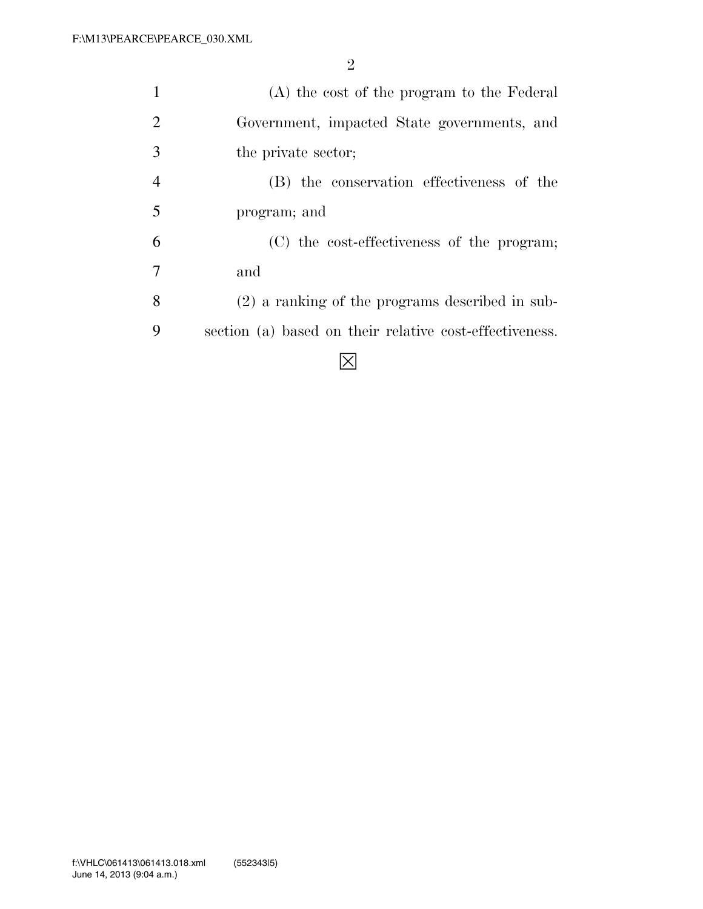(A) the cost of the program to the Federal Government, impacted State governments, and the private sector;

(B) the conservation effectiveness of the program; and

(C) the cost-effectiveness of the program; and

(2) a ranking of the programs described in subsection (a) based on their relative cost-effectiveness.